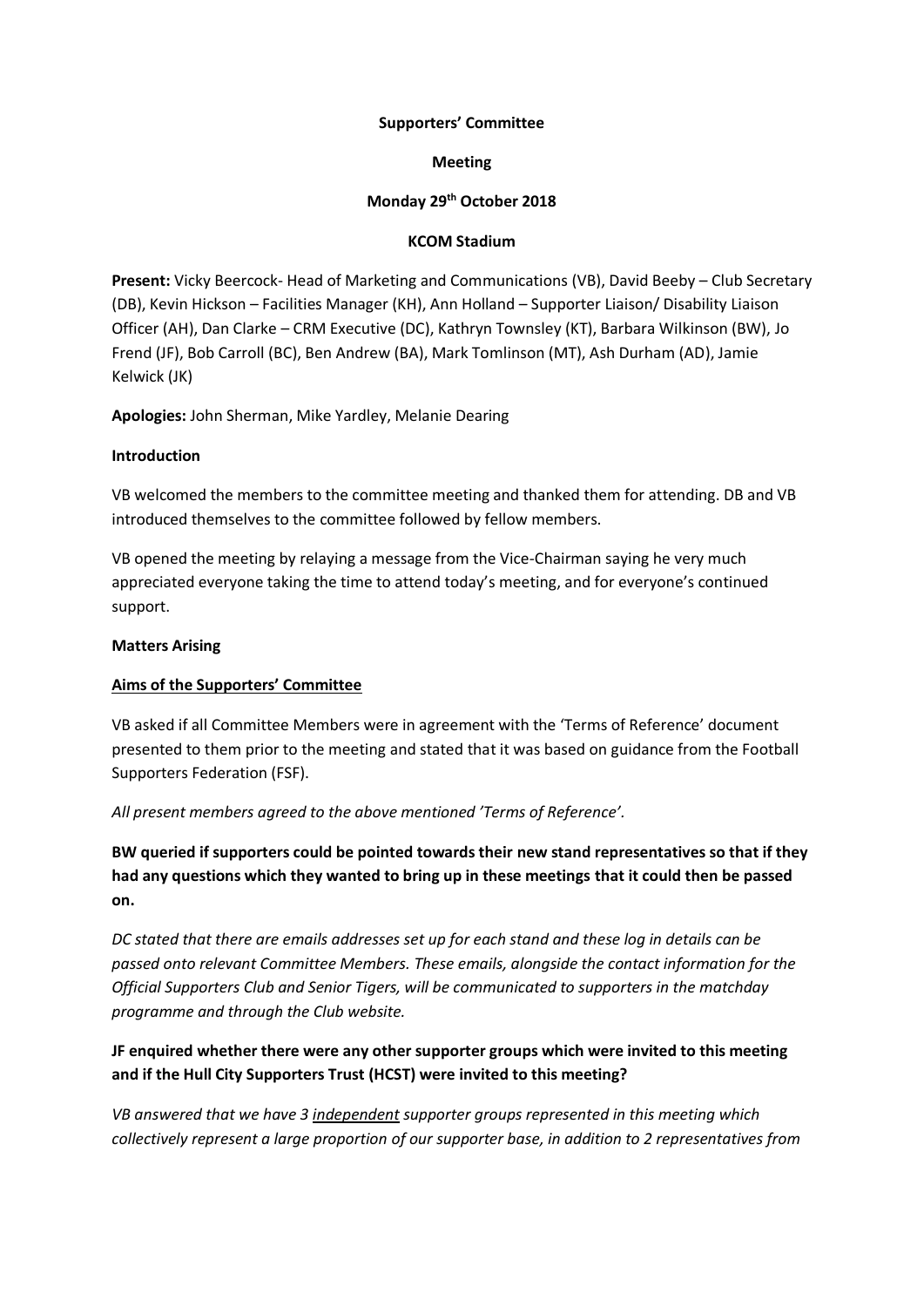**Supporters' Committee**

**Meeting**

**Monday 29th October 2018**

**KCOM Stadium**

**Present:** Vicky Beercock- Head of Marketing and Communications (VB), David Beeby – Club Secretary (DB), Kevin Hickson – Facilities Manager (KH), Ann Holland – Supporter Liaison/ Disability Liaison Officer (AH), Dan Clarke – CRM Executive (DC), Kathryn Townsley (KT), Barbara Wilkinson (BW), Jo Frend (JF), Bob Carroll (BC), Ben Andrew (BA), Mark Tomlinson (MT), Ash Durham (AD), Jamie Kelwick (JK)

**Apologies:** John Sherman, Mike Yardley, Melanie Dearing

**Introduction**

VB welcomed the members to the committee meeting and thanked them for attending. DB and VB introduced themselves to the committee followed by fellow members.

VB opened the meeting by relaying a message from the Vice-Chairman saying he very much appreciated everyone taking the time to attend today's meeting, and for everyone's continued support.

**Matters Arising**

**Aims of the Supporters' Committee**

VB asked if all Committee Members were in agreement with the 'Terms of Reference' document presented to them prior to the meeting and stated that it was based on guidance from the Football Supporters Federation (FSF).

*All present members agreed to the above mentioned 'Terms of Reference'.*

**BW queried if supporters could be pointed towards their new stand representatives so that if they had any questions which they wanted to bring up in these meetings that it could then be passed on.**

*DC stated that there are emails addresses set up for each stand and these log in details can be passed onto relevant Committee Members. These emails, alongside the contact information for the Official Supporters Club and Senior Tigers, will be communicated to supporters in the matchday programme and through the Club website.*

**JF enquired whether there were any other supporter groups which were invited to this meeting and if the Hull City Supporters Trust (HCST) were invited to this meeting?**

*VB answered that we have 3 independent supporter groups represented in this meeting which collectively represent a large proportion of our supporter base, in addition to 2 representatives from*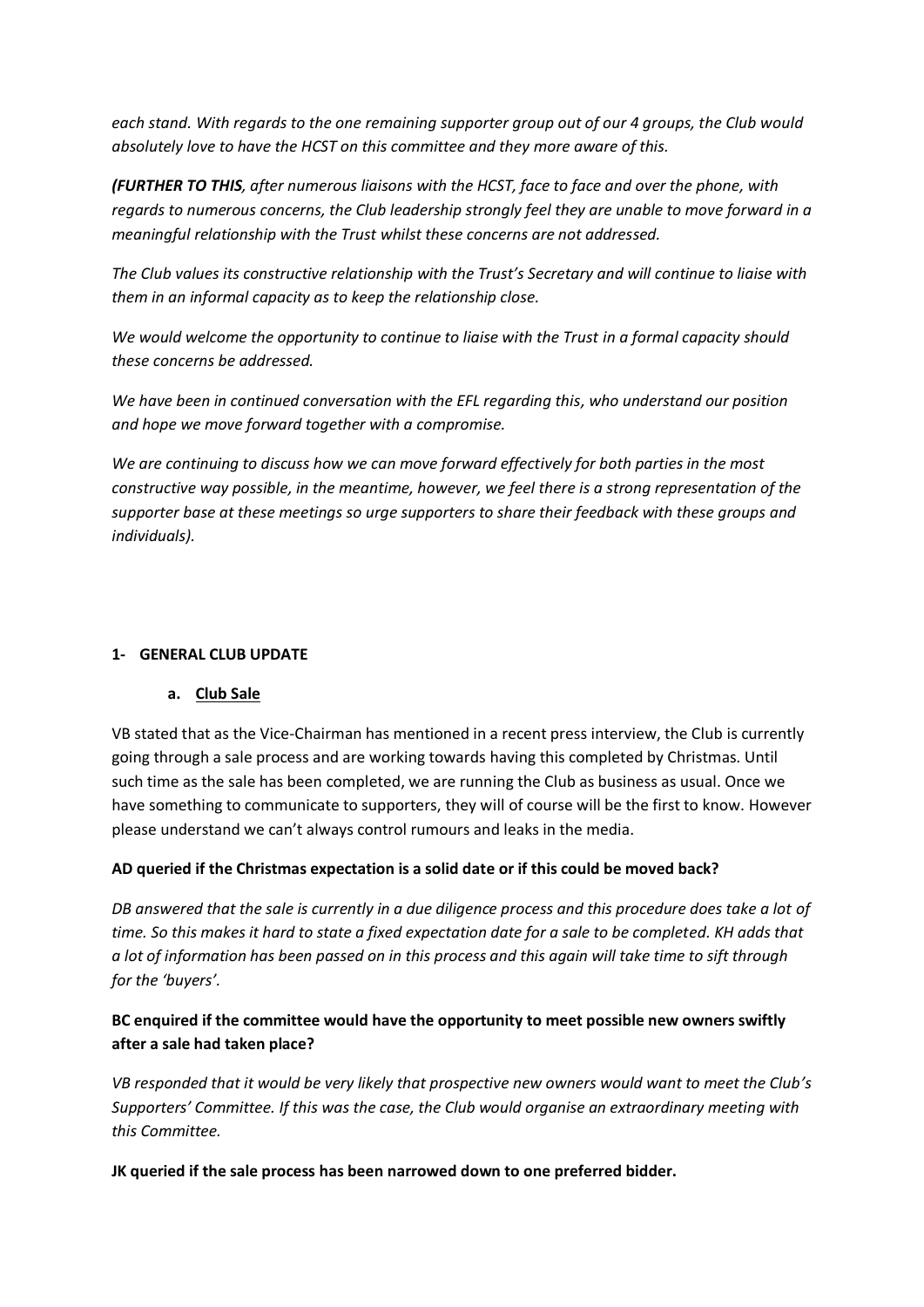*each stand. With regards to the one remaining supporter group out of our 4 groups, the Club would absolutely love to have the HCST on this committee and they more aware of this.*

***(FURTHER TO THIS**, after numerous liaisons with the HCST, face to face and over the phone, with regards to numerous concerns, the Club leadership strongly feel they are unable to move forward in a meaningful relationship with the Trust whilst these concerns are not addressed.*

*The Club values its constructive relationship with the Trust's Secretary and will continue to liaise with them in an informal capacity as to keep the relationship close.*

*We would welcome the opportunity to continue to liaise with the Trust in a formal capacity should these concerns be addressed.*

*We have been in continued conversation with the EFL regarding this, who understand our position and hope we move forward together with a compromise.*

*We are continuing to discuss how we can move forward effectively for both parties in the most constructive way possible, in the meantime, however, we feel there is a strong representation of the supporter base at these meetings so urge supporters to share their feedback with these groups and individuals).*

## 1- GENERAL CLUB UPDATE

### a. Club Sale

VB stated that as the Vice-Chairman has mentioned in a recent press interview, the Club is currently going through a sale process and are working towards having this completed by Christmas. Until such time as the sale has been completed, we are running the Club as business as usual. Once we have something to communicate to supporters, they will of course will be the first to know. However please understand we can't always control rumours and leaks in the media.

**AD queried if the Christmas expectation is a solid date or if this could be moved back?**

*DB answered that the sale is currently in a due diligence process and this procedure does take a lot of time. So this makes it hard to state a fixed expectation date for a sale to be completed. KH adds that a lot of information has been passed on in this process and this again will take time to sift through for the 'buyers'.*

**BC enquired if the committee would have the opportunity to meet possible new owners swiftly after a sale had taken place?**

*VB responded that it would be very likely that prospective new owners would want to meet the Club's Supporters' Committee. If this was the case, the Club would organise an extraordinary meeting with this Committee.*

**JK queried if the sale process has been narrowed down to one preferred bidder.**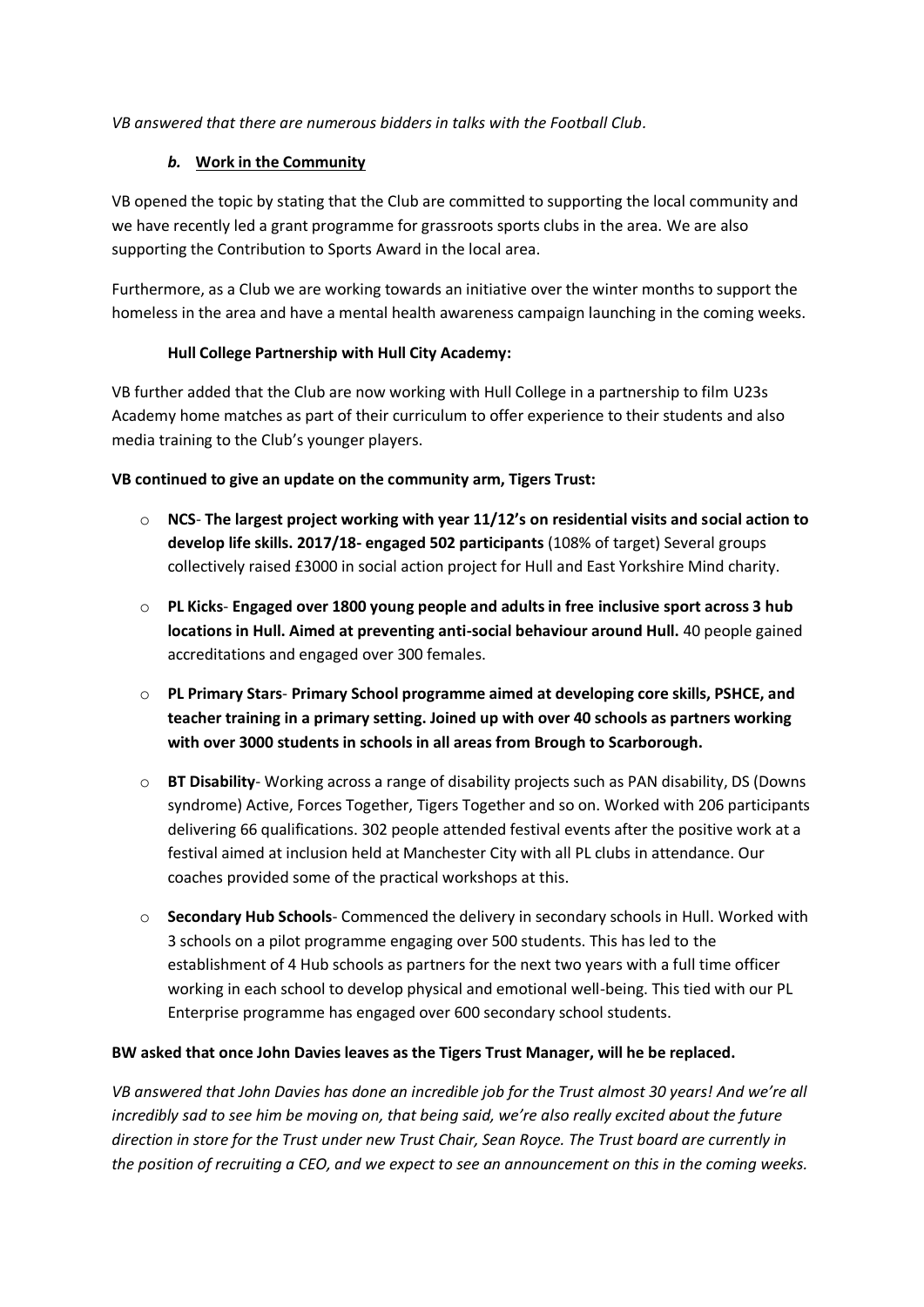*VB answered that there are numerous bidders in talks with the Football Club*.

### *b.* **Work in the Community**

VB opened the topic by stating that the Club are committed to supporting the local community and we have recently led a grant programme for grassroots sports clubs in the area. We are also supporting the Contribution to Sports Award in the local area.

Furthermore, as a Club we are working towards an initiative over the winter months to support the homeless in the area and have a mental health awareness campaign launching in the coming weeks.

**Hull College Partnership with Hull City Academy:**

VB further added that the Club are now working with Hull College in a partnership to film U23s Academy home matches as part of their curriculum to offer experience to their students and also media training to the Club's younger players.

**VB continued to give an update on the community arm, Tigers Trust:**

- **NCS**- **The largest project working with year 11/12's on residential visits and social action to develop life skills. 2017/18- engaged 502 participants** (108% of target) Several groups collectively raised £3000 in social action project for Hull and East Yorkshire Mind charity.
- **PL Kicks**- **Engaged over 1800 young people and adults in free inclusive sport across 3 hub locations in Hull. Aimed at preventing anti-social behaviour around Hull.** 40 people gained accreditations and engaged over 300 females.
- **PL Primary Stars**- **Primary School programme aimed at developing core skills, PSHCE, and teacher training in a primary setting. Joined up with over 40 schools as partners working with over 3000 students in schools in all areas from Brough to Scarborough.**
- **BT Disability**- Working across a range of disability projects such as PAN disability, DS (Downs syndrome) Active, Forces Together, Tigers Together and so on. Worked with 206 participants delivering 66 qualifications. 302 people attended festival events after the positive work at a festival aimed at inclusion held at Manchester City with all PL clubs in attendance. Our coaches provided some of the practical workshops at this.
- **Secondary Hub Schools**- Commenced the delivery in secondary schools in Hull. Worked with 3 schools on a pilot programme engaging over 500 students. This has led to the establishment of 4 Hub schools as partners for the next two years with a full time officer working in each school to develop physical and emotional well-being. This tied with our PL Enterprise programme has engaged over 600 secondary school students.

**BW asked that once John Davies leaves as the Tigers Trust Manager, will he be replaced.**

*VB answered that John Davies has done an incredible job for the Trust almost 30 years! And we're all incredibly sad to see him be moving on, that being said, we're also really excited about the future direction in store for the Trust under new Trust Chair, Sean Royce. The Trust board are currently in the position of recruiting a CEO, and we expect to see an announcement on this in the coming weeks.*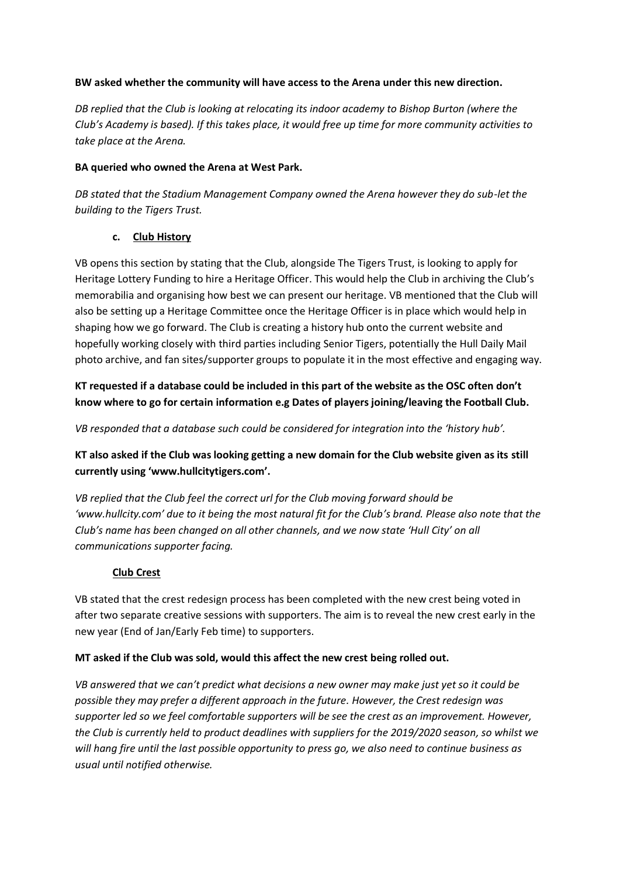**BW asked whether the community will have access to the Arena under this new direction.**

*DB replied that the Club is looking at relocating its indoor academy to Bishop Burton (where the Club's Academy is based). If this takes place, it would free up time for more community activities to take place at the Arena.*

**BA queried who owned the Arena at West Park.**

*DB stated that the Stadium Management Company owned the Arena however they do sub-let the building to the Tigers Trust.*

**c. Club History**

VB opens this section by stating that the Club, alongside The Tigers Trust, is looking to apply for Heritage Lottery Funding to hire a Heritage Officer. This would help the Club in archiving the Club's memorabilia and organising how best we can present our heritage. VB mentioned that the Club will also be setting up a Heritage Committee once the Heritage Officer is in place which would help in shaping how we go forward. The Club is creating a history hub onto the current website and hopefully working closely with third parties including Senior Tigers, potentially the Hull Daily Mail photo archive, and fan sites/supporter groups to populate it in the most effective and engaging way.

**KT requested if a database could be included in this part of the website as the OSC often don't know where to go for certain information e.g Dates of players joining/leaving the Football Club.**

*VB responded that a database such could be considered for integration into the 'history hub'.*

**KT also asked if the Club was looking getting a new domain for the Club website given as its still currently using 'www.hullcitytigers.com'.**

*VB replied that the Club feel the correct url for the Club moving forward should be 'www.hullcity.com' due to it being the most natural fit for the Club's brand. Please also note that the Club's name has been changed on all other channels, and we now state 'Hull City' on all communications supporter facing.*

**Club Crest**

VB stated that the crest redesign process has been completed with the new crest being voted in after two separate creative sessions with supporters. The aim is to reveal the new crest early in the new year (End of Jan/Early Feb time) to supporters.

**MT asked if the Club was sold, would this affect the new crest being rolled out.**

*VB answered that we can't predict what decisions a new owner may make just yet so it could be possible they may prefer a different approach in the future. However, the Crest redesign was supporter led so we feel comfortable supporters will be see the crest as an improvement. However, the Club is currently held to product deadlines with suppliers for the 2019/2020 season, so whilst we will hang fire until the last possible opportunity to press go, we also need to continue business as usual until notified otherwise.*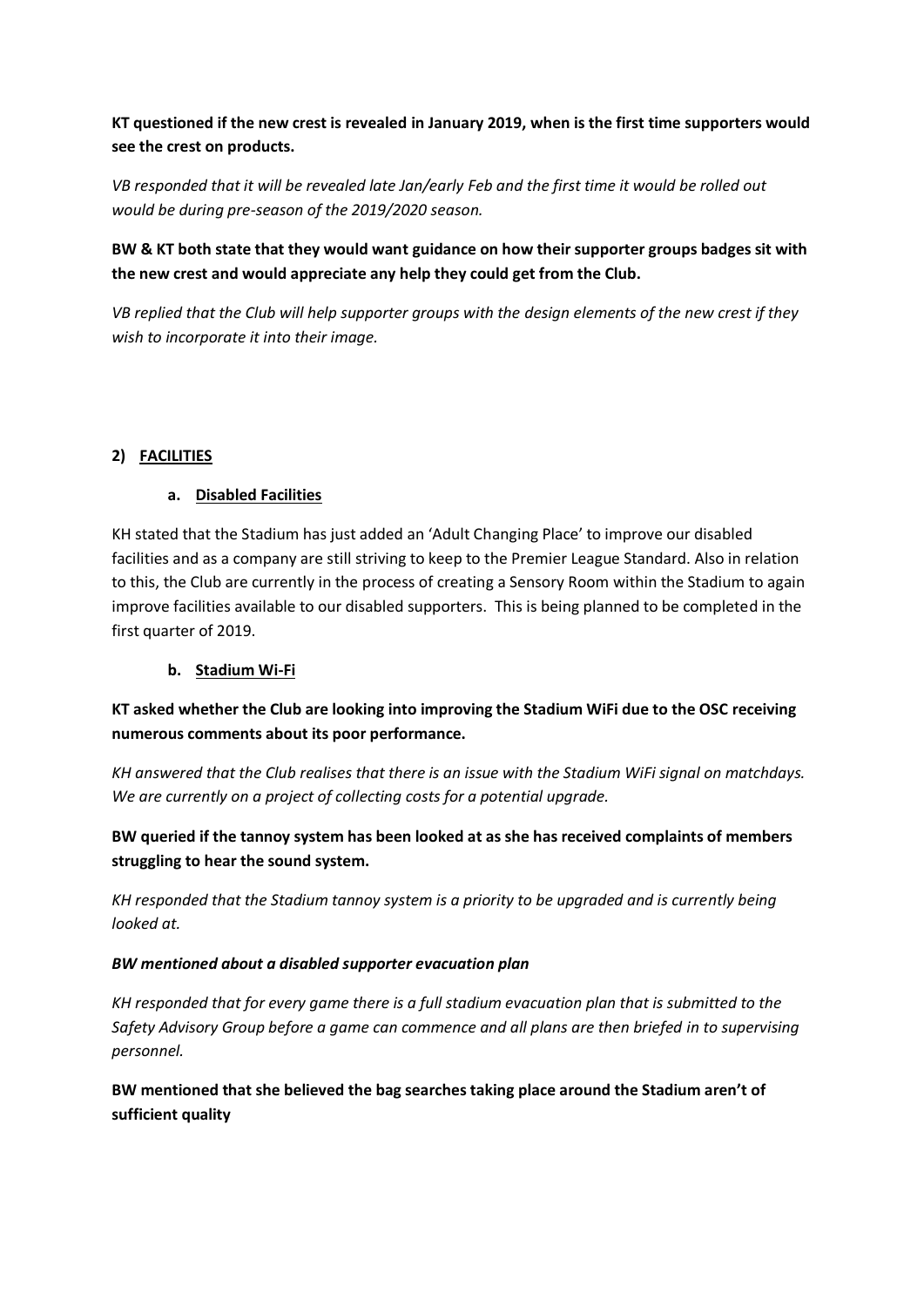**KT questioned if the new crest is revealed in January 2019, when is the first time supporters would see the crest on products.**

*VB responded that it will be revealed late Jan/early Feb and the first time it would be rolled out would be during pre-season of the 2019/2020 season.*

**BW & KT both state that they would want guidance on how their supporter groups badges sit with the new crest and would appreciate any help they could get from the Club.**

*VB replied that the Club will help supporter groups with the design elements of the new crest if they wish to incorporate it into their image.*

## 2) FACILITIES

### a. Disabled Facilities

KH stated that the Stadium has just added an 'Adult Changing Place' to improve our disabled facilities and as a company are still striving to keep to the Premier League Standard. Also in relation to this, the Club are currently in the process of creating a Sensory Room within the Stadium to again improve facilities available to our disabled supporters. This is being planned to be completed in the first quarter of 2019.

### b. Stadium Wi-Fi

**KT asked whether the Club are looking into improving the Stadium WiFi due to the OSC receiving numerous comments about its poor performance.**

*KH answered that the Club realises that there is an issue with the Stadium WiFi signal on matchdays. We are currently on a project of collecting costs for a potential upgrade.*

**BW queried if the tannoy system has been looked at as she has received complaints of members struggling to hear the sound system.**

*KH responded that the Stadium tannoy system is a priority to be upgraded and is currently being looked at.*

***BW mentioned about a disabled supporter evacuation plan***

*KH responded that for every game there is a full stadium evacuation plan that is submitted to the Safety Advisory Group before a game can commence and all plans are then briefed in to supervising personnel.*

**BW mentioned that she believed the bag searches taking place around the Stadium aren't of sufficient quality**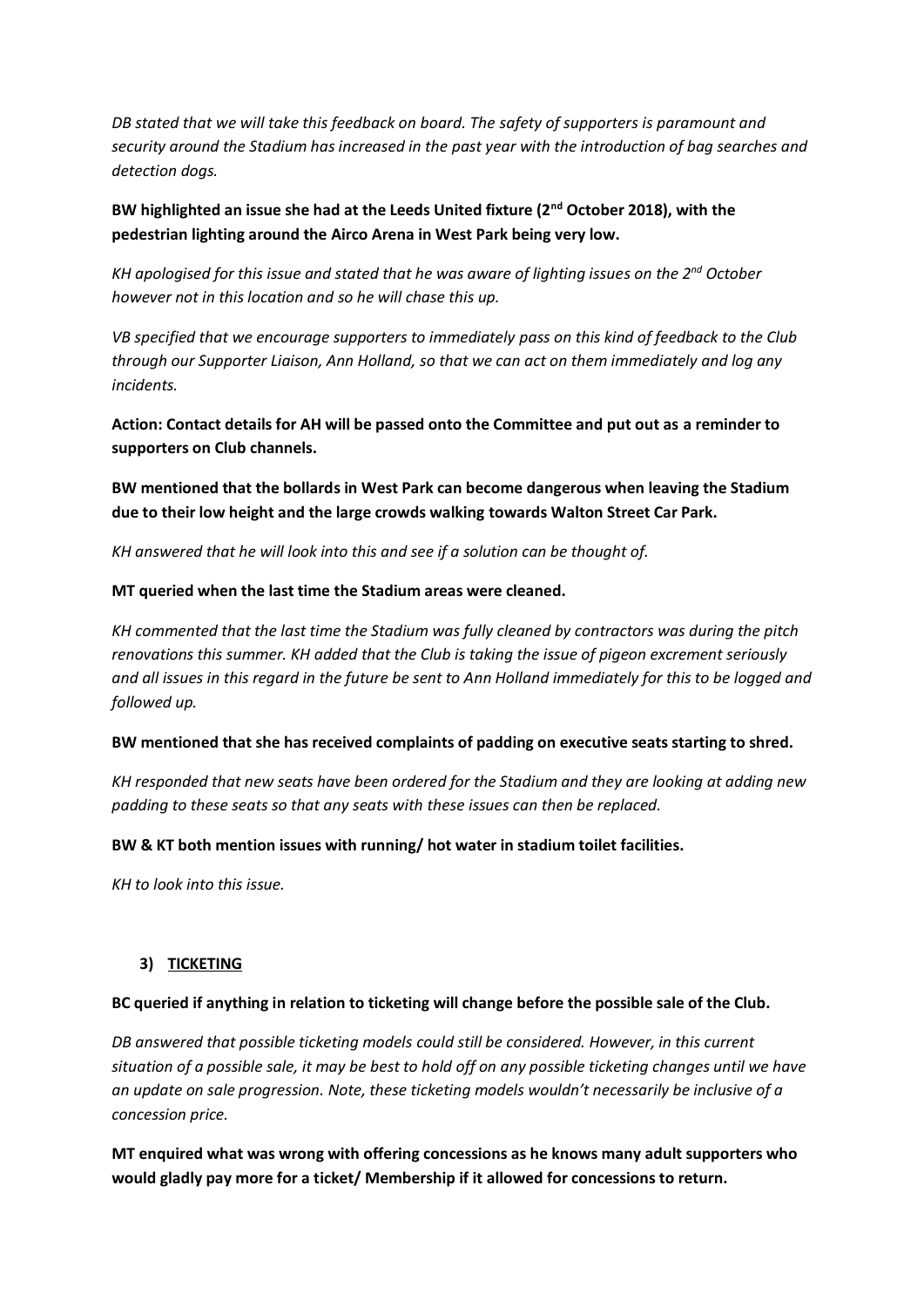*DB stated that we will take this feedback on board. The safety of supporters is paramount and security around the Stadium has increased in the past year with the introduction of bag searches and detection dogs.*

**BW highlighted an issue she had at the Leeds United fixture (2nd October 2018), with the pedestrian lighting around the Airco Arena in West Park being very low.**

*KH apologised for this issue and stated that he was aware of lighting issues on the 2nd October however not in this location and so he will chase this up.*

*VB specified that we encourage supporters to immediately pass on this kind of feedback to the Club through our Supporter Liaison, Ann Holland, so that we can act on them immediately and log any incidents.*

**Action: Contact details for AH will be passed onto the Committee and put out as a reminder to supporters on Club channels.**

**BW mentioned that the bollards in West Park can become dangerous when leaving the Stadium due to their low height and the large crowds walking towards Walton Street Car Park.**

*KH answered that he will look into this and see if a solution can be thought of.*

**MT queried when the last time the Stadium areas were cleaned.**

*KH commented that the last time the Stadium was fully cleaned by contractors was during the pitch renovations this summer. KH added that the Club is taking the issue of pigeon excrement seriously and all issues in this regard in the future be sent to Ann Holland immediately for this to be logged and followed up.*

**BW mentioned that she has received complaints of padding on executive seats starting to shred.**

*KH responded that new seats have been ordered for the Stadium and they are looking at adding new padding to these seats so that any seats with these issues can then be replaced.*

**BW & KT both mention issues with running/ hot water in stadium toilet facilities.**

*KH to look into this issue.*

## 3) TICKETING

**BC queried if anything in relation to ticketing will change before the possible sale of the Club.**

*DB answered that possible ticketing models could still be considered. However, in this current situation of a possible sale, it may be best to hold off on any possible ticketing changes until we have an update on sale progression. Note, these ticketing models wouldn't necessarily be inclusive of a concession price.*

**MT enquired what was wrong with offering concessions as he knows many adult supporters who would gladly pay more for a ticket/ Membership if it allowed for concessions to return.**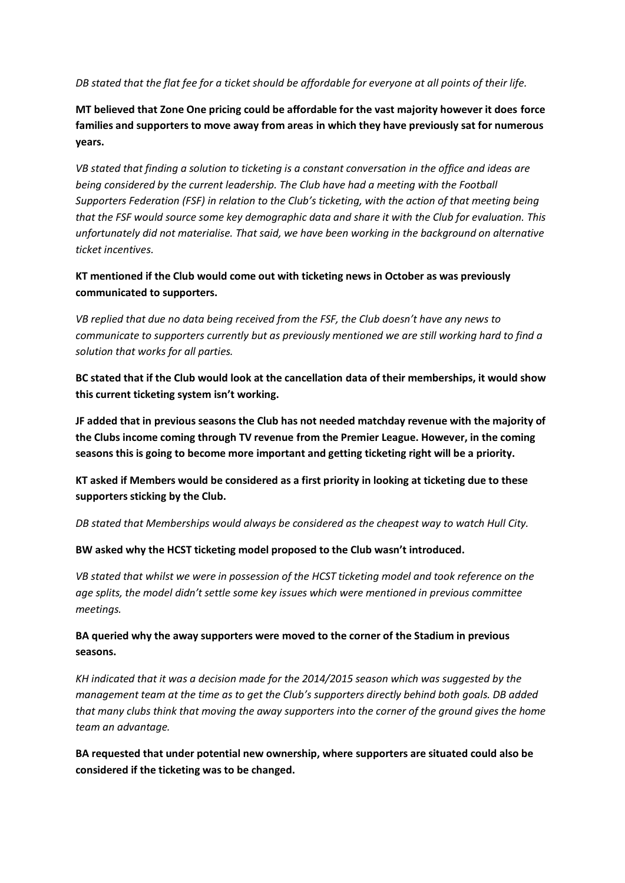*DB stated that the flat fee for a ticket should be affordable for everyone at all points of their life.*

**MT believed that Zone One pricing could be affordable for the vast majority however it does force families and supporters to move away from areas in which they have previously sat for numerous years.**

*VB stated that finding a solution to ticketing is a constant conversation in the office and ideas are being considered by the current leadership. The Club have had a meeting with the Football Supporters Federation (FSF) in relation to the Club's ticketing, with the action of that meeting being that the FSF would source some key demographic data and share it with the Club for evaluation. This unfortunately did not materialise. That said, we have been working in the background on alternative ticket incentives.*

**KT mentioned if the Club would come out with ticketing news in October as was previously communicated to supporters.**

*VB replied that due no data being received from the FSF, the Club doesn't have any news to communicate to supporters currently but as previously mentioned we are still working hard to find a solution that works for all parties.*

**BC stated that if the Club would look at the cancellation data of their memberships, it would show this current ticketing system isn't working.**

**JF added that in previous seasons the Club has not needed matchday revenue with the majority of the Clubs income coming through TV revenue from the Premier League. However, in the coming seasons this is going to become more important and getting ticketing right will be a priority.**

**KT asked if Members would be considered as a first priority in looking at ticketing due to these supporters sticking by the Club.**

*DB stated that Memberships would always be considered as the cheapest way to watch Hull City.*

**BW asked why the HCST ticketing model proposed to the Club wasn't introduced.**

*VB stated that whilst we were in possession of the HCST ticketing model and took reference on the age splits, the model didn't settle some key issues which were mentioned in previous committee meetings.*

**BA queried why the away supporters were moved to the corner of the Stadium in previous seasons.**

*KH indicated that it was a decision made for the 2014/2015 season which was suggested by the management team at the time as to get the Club's supporters directly behind both goals. DB added that many clubs think that moving the away supporters into the corner of the ground gives the home team an advantage.*

**BA requested that under potential new ownership, where supporters are situated could also be considered if the ticketing was to be changed.**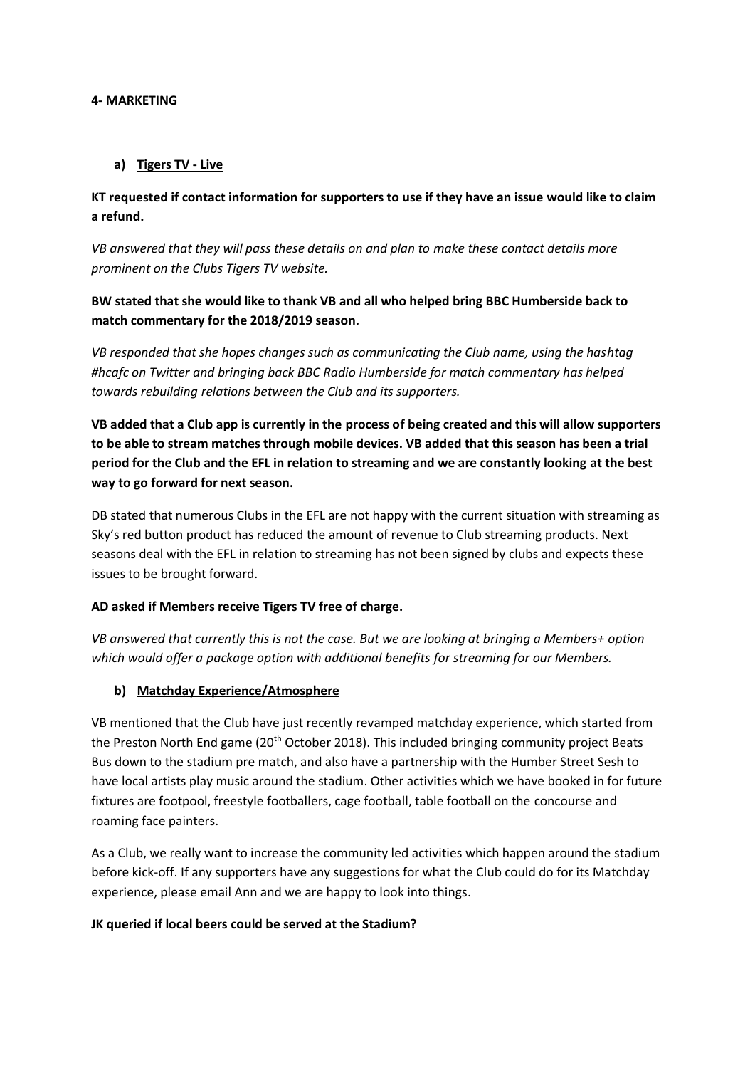**4- MARKETING**

**a) Tigers TV - Live**

**KT requested if contact information for supporters to use if they have an issue would like to claim a refund.**

*VB answered that they will pass these details on and plan to make these contact details more prominent on the Clubs Tigers TV website.*

**BW stated that she would like to thank VB and all who helped bring BBC Humberside back to match commentary for the 2018/2019 season.**

*VB responded that she hopes changes such as communicating the Club name, using the hashtag #hcafc on Twitter and bringing back BBC Radio Humberside for match commentary has helped towards rebuilding relations between the Club and its supporters.*

**VB added that a Club app is currently in the process of being created and this will allow supporters to be able to stream matches through mobile devices. VB added that this season has been a trial period for the Club and the EFL in relation to streaming and we are constantly looking at the best way to go forward for next season.**

DB stated that numerous Clubs in the EFL are not happy with the current situation with streaming as Sky's red button product has reduced the amount of revenue to Club streaming products. Next seasons deal with the EFL in relation to streaming has not been signed by clubs and expects these issues to be brought forward.

**AD asked if Members receive Tigers TV free of charge.**

*VB answered that currently this is not the case. But we are looking at bringing a Members+ option which would offer a package option with additional benefits for streaming for our Members.*

**b) Matchday Experience/Atmosphere**

VB mentioned that the Club have just recently revamped matchday experience, which started from the Preston North End game (20th October 2018). This included bringing community project Beats Bus down to the stadium pre match, and also have a partnership with the Humber Street Sesh to have local artists play music around the stadium. Other activities which we have booked in for future fixtures are footpool, freestyle footballers, cage football, table football on the concourse and roaming face painters.

As a Club, we really want to increase the community led activities which happen around the stadium before kick-off. If any supporters have any suggestions for what the Club could do for its Matchday experience, please email Ann and we are happy to look into things.

**JK queried if local beers could be served at the Stadium?**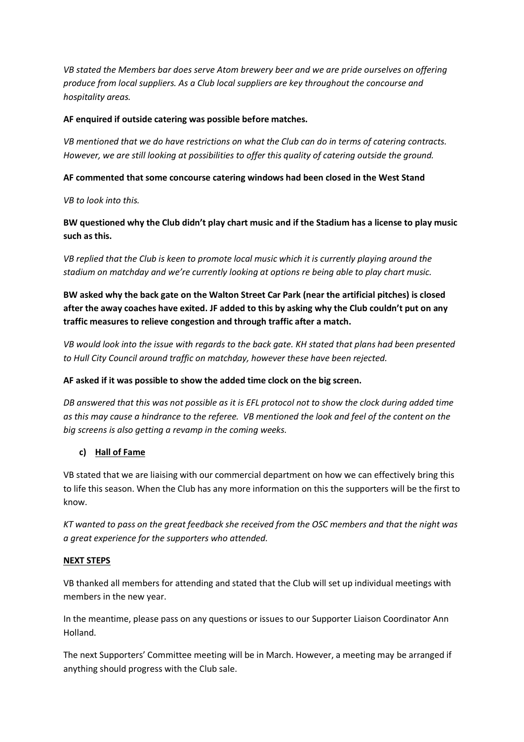*VB stated the Members bar does serve Atom brewery beer and we are pride ourselves on offering produce from local suppliers. As a Club local suppliers are key throughout the concourse and hospitality areas.*

**AF enquired if outside catering was possible before matches.**

*VB mentioned that we do have restrictions on what the Club can do in terms of catering contracts. However, we are still looking at possibilities to offer this quality of catering outside the ground.*

**AF commented that some concourse catering windows had been closed in the West Stand**

*VB to look into this.*

**BW questioned why the Club didn't play chart music and if the Stadium has a license to play music such as this.**

*VB replied that the Club is keen to promote local music which it is currently playing around the stadium on matchday and we're currently looking at options re being able to play chart music.*

**BW asked why the back gate on the Walton Street Car Park (near the artificial pitches) is closed after the away coaches have exited. JF added to this by asking why the Club couldn't put on any traffic measures to relieve congestion and through traffic after a match.**

*VB would look into the issue with regards to the back gate. KH stated that plans had been presented to Hull City Council around traffic on matchday, however these have been rejected.*

**AF asked if it was possible to show the added time clock on the big screen.**

*DB answered that this was not possible as it is EFL protocol not to show the clock during added time as this may cause a hindrance to the referee. VB mentioned the look and feel of the content on the big screens is also getting a revamp in the coming weeks.*

c) **Hall of Fame**

VB stated that we are liaising with our commercial department on how we can effectively bring this to life this season. When the Club has any more information on this the supporters will be the first to know.

*KT wanted to pass on the great feedback she received from the OSC members and that the night was a great experience for the supporters who attended.*

**NEXT STEPS**

VB thanked all members for attending and stated that the Club will set up individual meetings with members in the new year.

In the meantime, please pass on any questions or issues to our Supporter Liaison Coordinator Ann Holland.

The next Supporters' Committee meeting will be in March. However, a meeting may be arranged if anything should progress with the Club sale.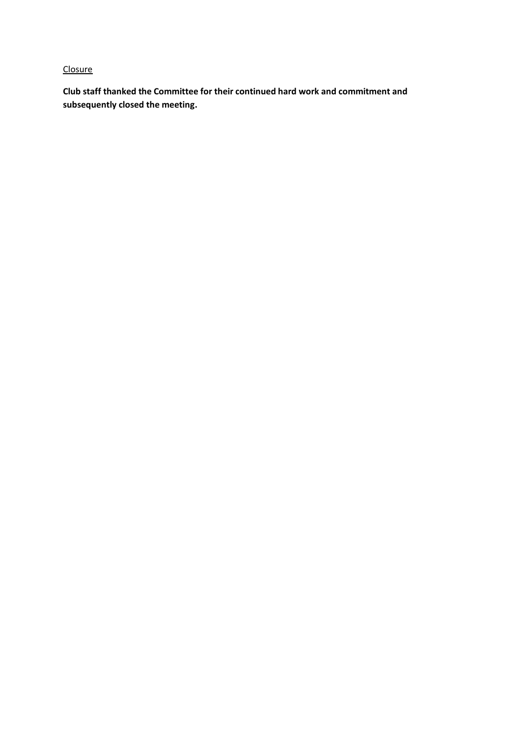Closure

**Club staff thanked the Committee for their continued hard work and commitment and subsequently closed the meeting.**